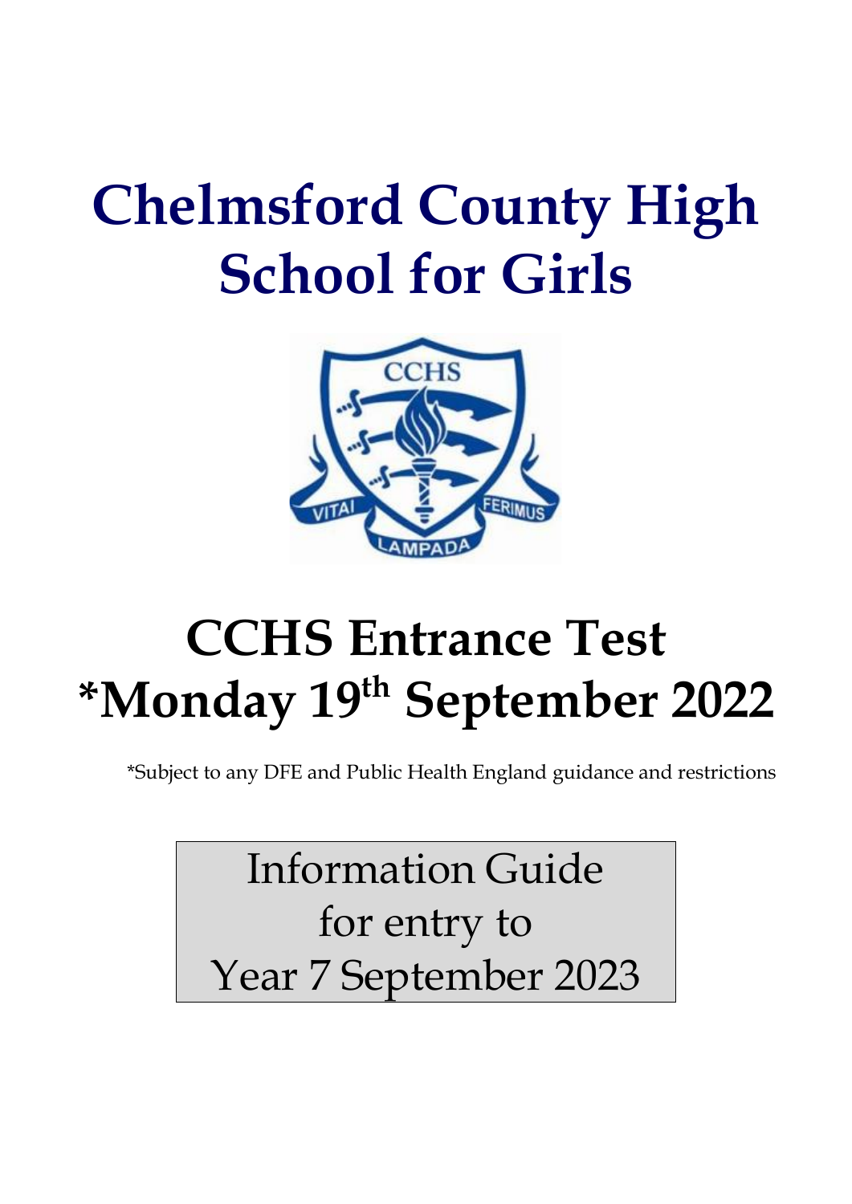# Chelmsford County High School for Girls

# CCHS Entrance Test *Monday 19th September 2022

*Subject to any DFE and Public Health England guidance and restrictions

Information Guide for entry to Year 7 September 2023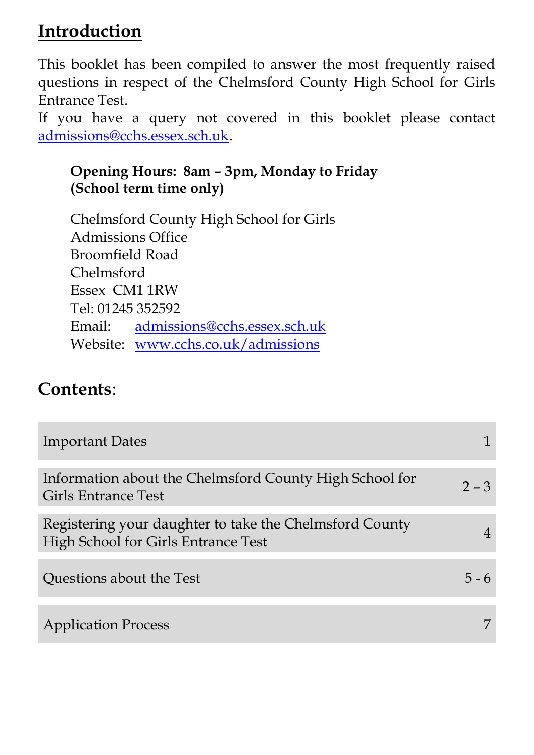## Introduction

This booklet has been compiled to answer the most frequently raised questions in respect of the Chelmsford County High School for Girls Entrance Test.

If you have a query not covered in this booklet please contact admissions@cchs.essex.sch.uk.

**Opening Hours: 8am – 3pm, Monday to Friday**
**(School term time only)**

Chelmsford County High School for Girls
Admissions Office
Broomfield Road
Chelmsford
Essex CM1 1RW
Tel: 01245 352592
Email: admissions@cchs.essex.sch.uk
Website: www.cchs.co.uk/admissions

## Contents:

| | |
|---|---|
| Important Dates | 1 |
| Information about the Chelmsford County High School for Girls Entrance Test | 2 – 3 |
| Registering your daughter to take the Chelmsford County High School for Girls Entrance Test | 4 |
| Questions about the Test | 5 - 6 |
| Application Process | 7 |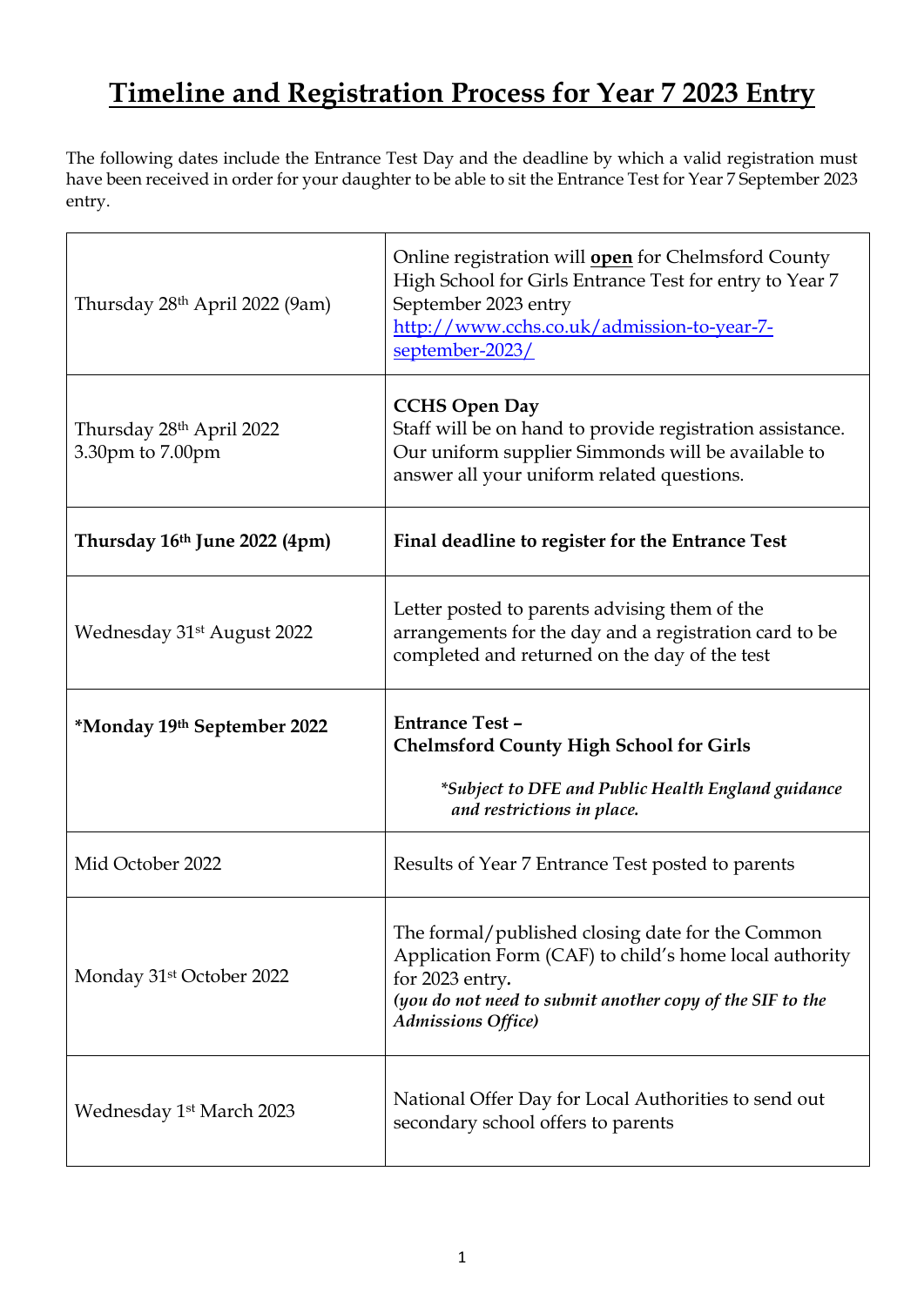# <u>Timeline and Registration Process for Year 7 2023 Entry</u>

The following dates include the Entrance Test Day and the deadline by which a valid registration must have been received in order for your daughter to be able to sit the Entrance Test for Year 7 September 2023 entry.

| | |
|---|---|
| Thursday 28th April 2022 (9am) | Online registration will **<u>open</u>** for Chelmsford County High School for Girls Entrance Test for entry to Year 7 September 2023 entry http://www.cchs.co.uk/admission-to-year-7-september-2023/ |
| Thursday 28th April 2022 3.30pm to 7.00pm | **CCHS Open Day** Staff will be on hand to provide registration assistance. Our uniform supplier Simmonds will be available to answer all your uniform related questions. |
| **Thursday 16th June 2022 (4pm)** | **Final deadline to register for the Entrance Test** |
| Wednesday 31st August 2022 | Letter posted to parents advising them of the arrangements for the day and a registration card to be completed and returned on the day of the test |
| ***Monday 19th September 2022** | **Entrance Test – Chelmsford County High School for Girls** ***Subject to DFE and Public Health England guidance and restrictions in place.*** |
| Mid October 2022 | Results of Year 7 Entrance Test posted to parents |
| Monday 31st October 2022 | The formal/published closing date for the Common Application Form (CAF) to child's home local authority for 2023 entry. ***(you do not need to submit another copy of the SIF to the Admissions Office)*** |
| Wednesday 1st March 2023 | National Offer Day for Local Authorities to send out secondary school offers to parents |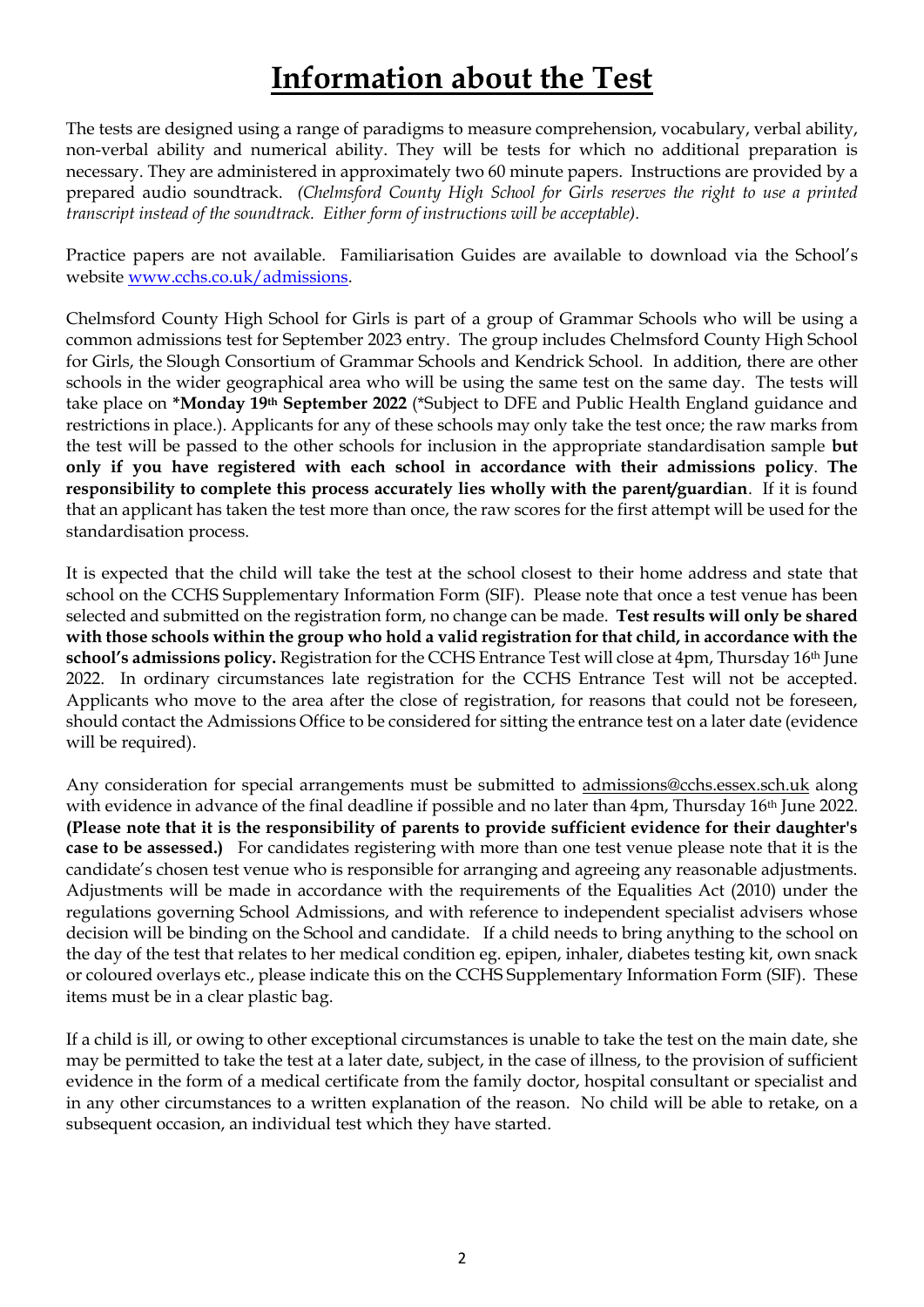# **Information about the Test**

The tests are designed using a range of paradigms to measure comprehension, vocabulary, verbal ability, non-verbal ability and numerical ability. They will be tests for which no additional preparation is necessary. They are administered in approximately two 60 minute papers. Instructions are provided by a prepared audio soundtrack. *(Chelmsford County High School for Girls reserves the right to use a printed transcript instead of the soundtrack. Either form of instructions will be acceptable).*

Practice papers are not available. Familiarisation Guides are available to download via the School's website [www.cchs.co.uk/admissions](www.cchs.co.uk/admissions).

Chelmsford County High School for Girls is part of a group of Grammar Schools who will be using a common admissions test for September 2023 entry. The group includes Chelmsford County High School for Girls, the Slough Consortium of Grammar Schools and Kendrick School. In addition, there are other schools in the wider geographical area who will be using the same test on the same day. The tests will take place on ***Monday 19th September 2022** (*Subject to DFE and Public Health England guidance and restrictions in place.). Applicants for any of these schools may only take the test once; the raw marks from the test will be passed to the other schools for inclusion in the appropriate standardisation sample **but only if you have registered with each school in accordance with their admissions policy**. **The responsibility to complete this process accurately lies wholly with the parent/guardian**. If it is found that an applicant has taken the test more than once, the raw scores for the first attempt will be used for the standardisation process.

It is expected that the child will take the test at the school closest to their home address and state that school on the CCHS Supplementary Information Form (SIF). Please note that once a test venue has been selected and submitted on the registration form, no change can be made. **Test results will only be shared with those schools within the group who hold a valid registration for that child, in accordance with the school's admissions policy.** Registration for the CCHS Entrance Test will close at 4pm, Thursday 16th June 2022. In ordinary circumstances late registration for the CCHS Entrance Test will not be accepted. Applicants who move to the area after the close of registration, for reasons that could not be foreseen, should contact the Admissions Office to be considered for sitting the entrance test on a later date (evidence will be required).

Any consideration for special arrangements must be submitted to admissions@cchs.essex.sch.uk along with evidence in advance of the final deadline if possible and no later than 4pm, Thursday 16th June 2022. **(Please note that it is the responsibility of parents to provide sufficient evidence for their daughter's case to be assessed.)** For candidates registering with more than one test venue please note that it is the candidate's chosen test venue who is responsible for arranging and agreeing any reasonable adjustments. Adjustments will be made in accordance with the requirements of the Equalities Act (2010) under the regulations governing School Admissions, and with reference to independent specialist advisers whose decision will be binding on the School and candidate. If a child needs to bring anything to the school on the day of the test that relates to her medical condition eg. epipen, inhaler, diabetes testing kit, own snack or coloured overlays etc., please indicate this on the CCHS Supplementary Information Form (SIF). These items must be in a clear plastic bag.

If a child is ill, or owing to other exceptional circumstances is unable to take the test on the main date, she may be permitted to take the test at a later date, subject, in the case of illness, to the provision of sufficient evidence in the form of a medical certificate from the family doctor, hospital consultant or specialist and in any other circumstances to a written explanation of the reason. No child will be able to retake, on a subsequent occasion, an individual test which they have started.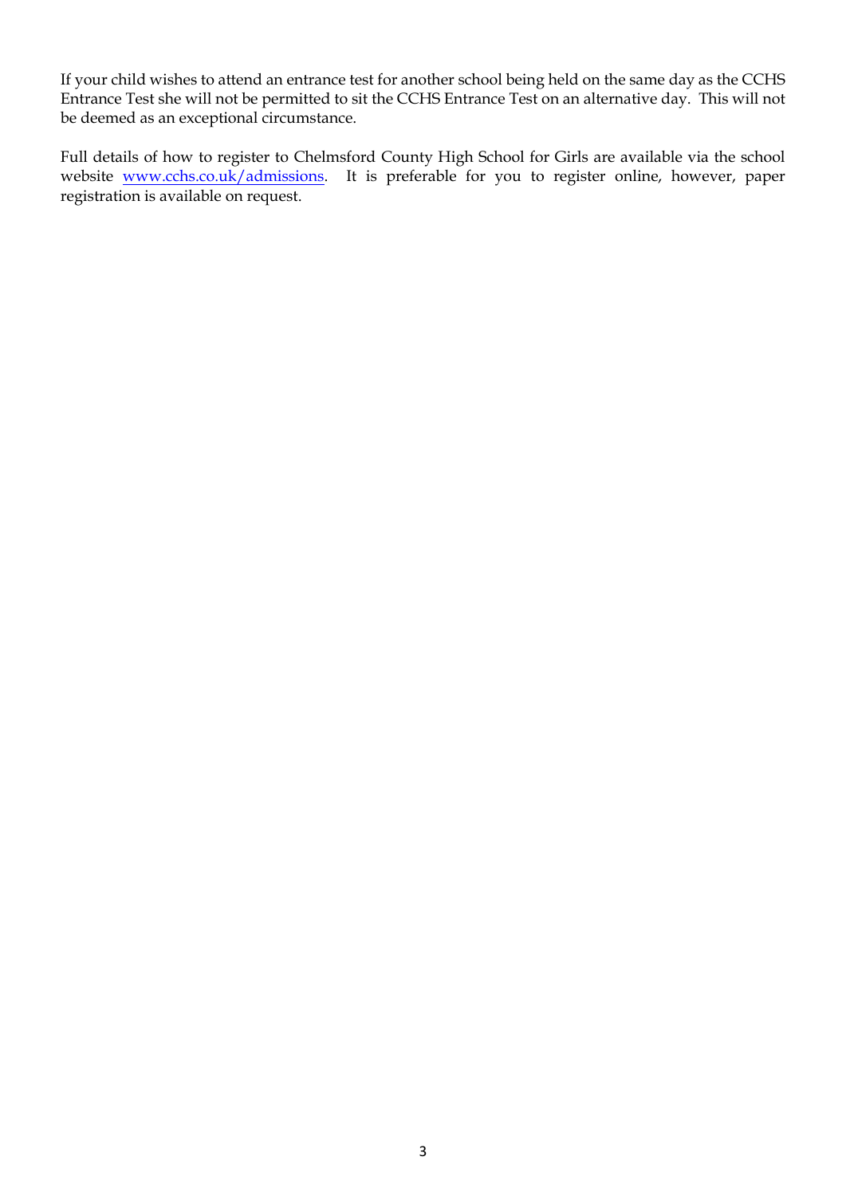If your child wishes to attend an entrance test for another school being held on the same day as the CCHS Entrance Test she will not be permitted to sit the CCHS Entrance Test on an alternative day. This will not be deemed as an exceptional circumstance.

Full details of how to register to Chelmsford County High School for Girls are available via the school website [www.cchs.co.uk/admissions](http://www.cchs.co.uk/admissions). It is preferable for you to register online, however, paper registration is available on request.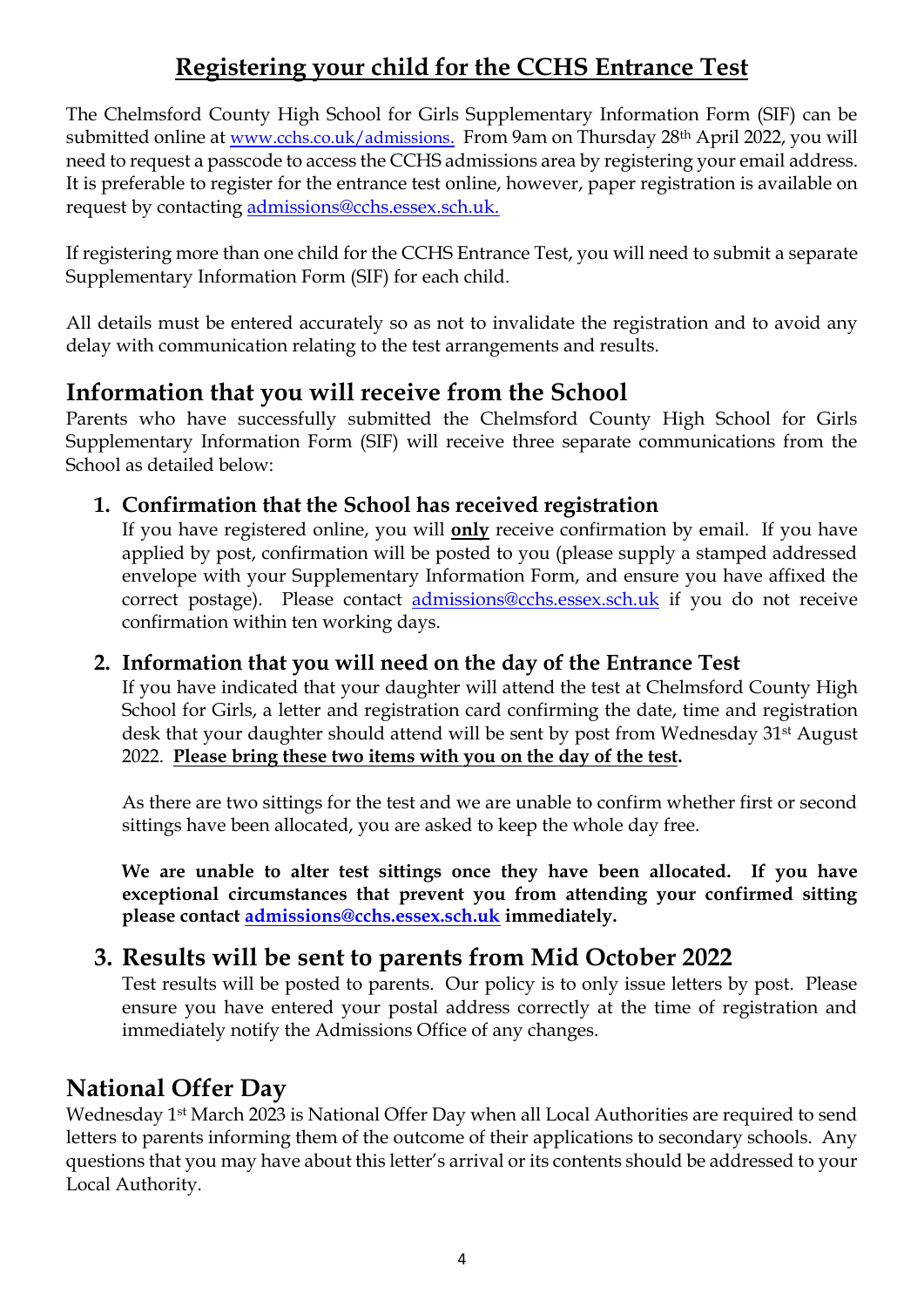# Registering your child for the CCHS Entrance Test

The Chelmsford County High School for Girls Supplementary Information Form (SIF) can be submitted online at www.cchs.co.uk/admissions. From 9am on Thursday 28th April 2022, you will need to request a passcode to access the CCHS admissions area by registering your email address. It is preferable to register for the entrance test online, however, paper registration is available on request by contacting admissions@cchs.essex.sch.uk.

If registering more than one child for the CCHS Entrance Test, you will need to submit a separate Supplementary Information Form (SIF) for each child.

All details must be entered accurately so as not to invalidate the registration and to avoid any delay with communication relating to the test arrangements and results.

## Information that you will receive from the School

Parents who have successfully submitted the Chelmsford County High School for Girls Supplementary Information Form (SIF) will receive three separate communications from the School as detailed below:

### 1. Confirmation that the School has received registration

If you have registered online, you will **only** receive confirmation by email. If you have applied by post, confirmation will be posted to you (please supply a stamped addressed envelope with your Supplementary Information Form, and ensure you have affixed the correct postage). Please contact admissions@cchs.essex.sch.uk if you do not receive confirmation within ten working days.

### 2. Information that you will need on the day of the Entrance Test

If you have indicated that your daughter will attend the test at Chelmsford County High School for Girls, a letter and registration card confirming the date, time and registration desk that your daughter should attend will be sent by post from Wednesday 31st August 2022. **Please bring these two items with you on the day of the test.**

As there are two sittings for the test and we are unable to confirm whether first or second sittings have been allocated, you are asked to keep the whole day free.

**We are unable to alter test sittings once they have been allocated. If you have exceptional circumstances that prevent you from attending your confirmed sitting please contact admissions@cchs.essex.sch.uk immediately.**

### 3. Results will be sent to parents from Mid October 2022

Test results will be posted to parents. Our policy is to only issue letters by post. Please ensure you have entered your postal address correctly at the time of registration and immediately notify the Admissions Office of any changes.

## National Offer Day

Wednesday 1st March 2023 is National Offer Day when all Local Authorities are required to send letters to parents informing them of the outcome of their applications to secondary schools. Any questions that you may have about this letter's arrival or its contents should be addressed to your Local Authority.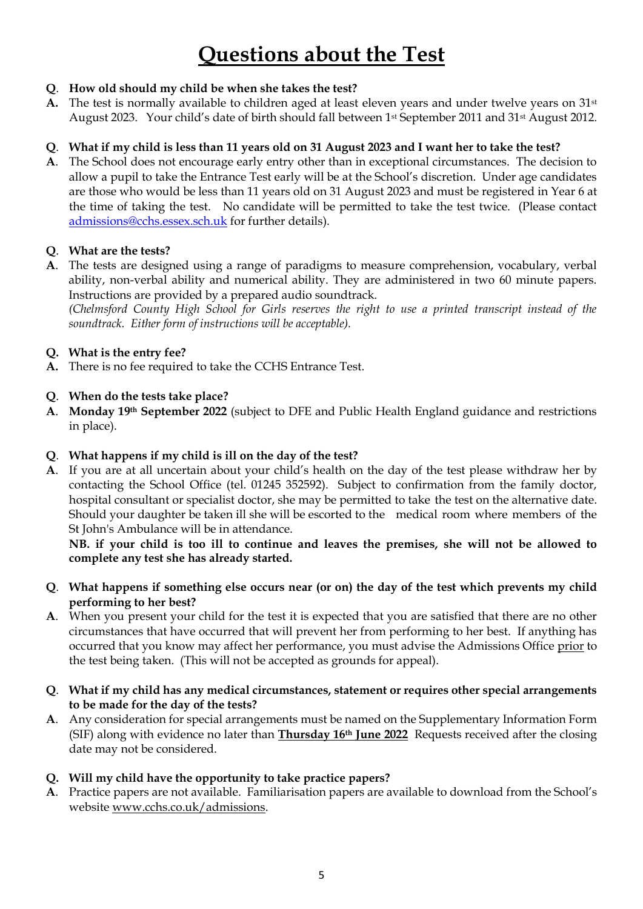# Questions about the Test

**Q**. **How old should my child be when she takes the test?**

**A.** The test is normally available to children aged at least eleven years and under twelve years on 31st August 2023. Your child's date of birth should fall between 1st September 2011 and 31st August 2012.

**Q**. **What if my child is less than 11 years old on 31 August 2023 and I want her to take the test?**

**A**. The School does not encourage early entry other than in exceptional circumstances. The decision to allow a pupil to take the Entrance Test early will be at the School's discretion. Under age candidates are those who would be less than 11 years old on 31 August 2023 and must be registered in Year 6 at the time of taking the test. No candidate will be permitted to take the test twice. (Please contact admissions@cchs.essex.sch.uk for further details).

**Q**. **What are the tests?**

**A**. The tests are designed using a range of paradigms to measure comprehension, vocabulary, verbal ability, non-verbal ability and numerical ability. They are administered in two 60 minute papers. Instructions are provided by a prepared audio soundtrack.

*(Chelmsford County High School for Girls reserves the right to use a printed transcript instead of the soundtrack. Either form of instructions will be acceptable).*

**Q. What is the entry fee?**

**A.** There is no fee required to take the CCHS Entrance Test.

**Q**. **When do the tests take place?**

**A**. **Monday 19th September 2022** (subject to DFE and Public Health England guidance and restrictions in place).

**Q**. **What happens if my child is ill on the day of the test?**

**A**. If you are at all uncertain about your child's health on the day of the test please withdraw her by contacting the School Office (tel. 01245 352592). Subject to confirmation from the family doctor, hospital consultant or specialist doctor, she may be permitted to take the test on the alternative date. Should your daughter be taken ill she will be escorted to the medical room where members of the St John's Ambulance will be in attendance.

**NB. if your child is too ill to continue and leaves the premises, she will not be allowed to complete any test she has already started.**

**Q**. **What happens if something else occurs near (or on) the day of the test which prevents my child performing to her best?**

**A**. When you present your child for the test it is expected that you are satisfied that there are no other circumstances that have occurred that will prevent her from performing to her best. If anything has occurred that you know may affect her performance, you must advise the Admissions Office <u>prior</u> to the test being taken. (This will not be accepted as grounds for appeal).

**Q**. **What if my child has any medical circumstances, statement or requires other special arrangements to be made for the day of the tests?**

**A**. Any consideration for special arrangements must be named on the Supplementary Information Form (SIF) along with evidence no later than <u>**Thursday 16th June 2022**</u> Requests received after the closing date may not be considered.

**Q. Will my child have the opportunity to take practice papers?**

**A**. Practice papers are not available. Familiarisation papers are available to download from the School's website <u>www.cchs.co.uk/admissions</u>.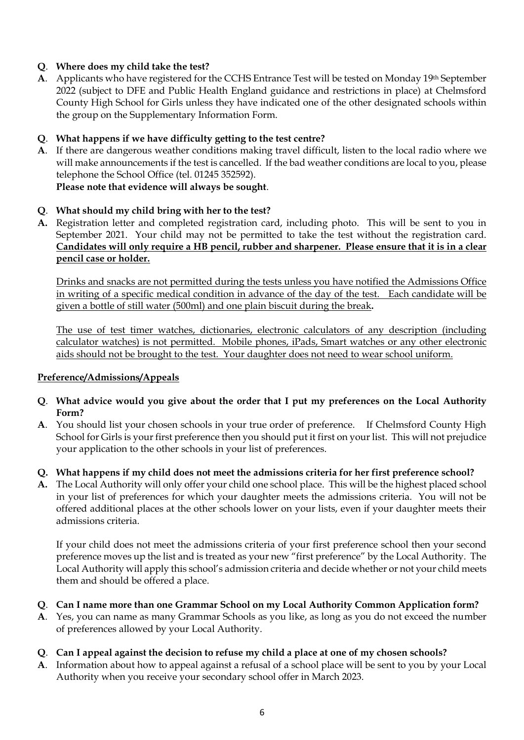**Q**. **Where does my child take the test?**

**A**. Applicants who have registered for the CCHS Entrance Test will be tested on Monday 19th September 2022 (subject to DFE and Public Health England guidance and restrictions in place) at Chelmsford County High School for Girls unless they have indicated one of the other designated schools within the group on the Supplementary Information Form.

**Q**. **What happens if we have difficulty getting to the test centre?**

**A**. If there are dangerous weather conditions making travel difficult, listen to the local radio where we will make announcements if the test is cancelled. If the bad weather conditions are local to you, please telephone the School Office (tel. 01245 352592).
**Please note that evidence will always be sought**.

**Q**. **What should my child bring with her to the test?**

**A.** Registration letter and completed registration card, including photo. This will be sent to you in September 2021. Your child may not be permitted to take the test without the registration card. **Candidates will only require a HB pencil, rubber and sharpener. Please ensure that it is in a clear pencil case or holder.**

Drinks and snacks are not permitted during the tests unless you have notified the Admissions Office in writing of a specific medical condition in advance of the day of the test. Each candidate will be given a bottle of still water (500ml) and one plain biscuit during the break**.**

The use of test timer watches, dictionaries, electronic calculators of any description (including calculator watches) is not permitted. Mobile phones, iPads, Smart watches or any other electronic aids should not be brought to the test. Your daughter does not need to wear school uniform.

**Preference/Admissions/Appeals**

**Q**. **What advice would you give about the order that I put my preferences on the Local Authority Form?**

**A**. You should list your chosen schools in your true order of preference. If Chelmsford County High School for Girls is your first preference then you should put it first on your list. This will not prejudice your application to the other schools in your list of preferences.

**Q. What happens if my child does not meet the admissions criteria for her first preference school?**

**A.** The Local Authority will only offer your child one school place. This will be the highest placed school in your list of preferences for which your daughter meets the admissions criteria. You will not be offered additional places at the other schools lower on your lists, even if your daughter meets their admissions criteria.

If your child does not meet the admissions criteria of your first preference school then your second preference moves up the list and is treated as your new "first preference" by the Local Authority. The Local Authority will apply this school's admission criteria and decide whether or not your child meets them and should be offered a place.

**Q**. **Can I name more than one Grammar School on my Local Authority Common Application form?**

**A**. Yes, you can name as many Grammar Schools as you like, as long as you do not exceed the number of preferences allowed by your Local Authority.

**Q**. **Can I appeal against the decision to refuse my child a place at one of my chosen schools?**

**A**. Information about how to appeal against a refusal of a school place will be sent to you by your Local Authority when you receive your secondary school offer in March 2023.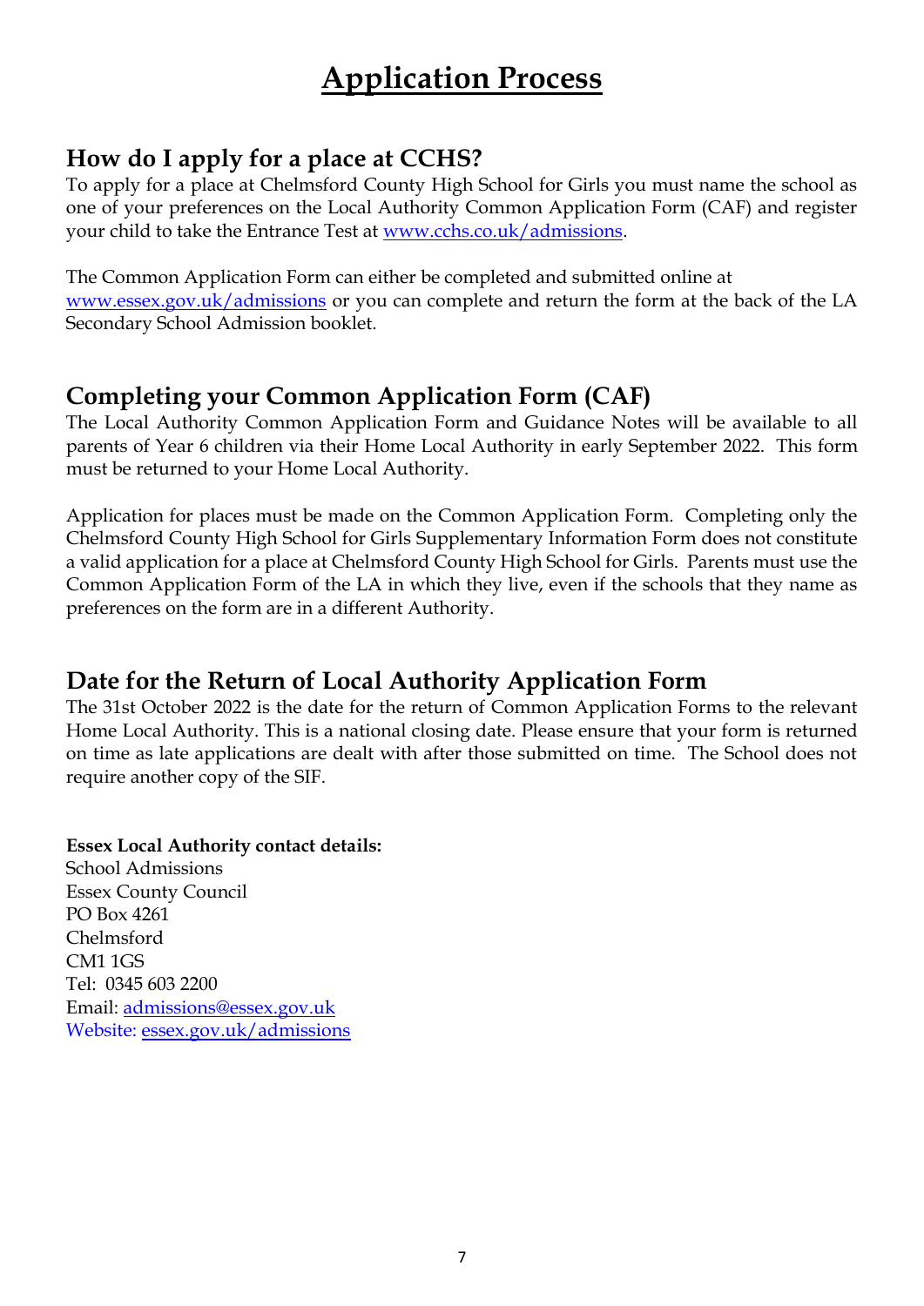# Application Process

## How do I apply for a place at CCHS?

To apply for a place at Chelmsford County High School for Girls you must name the school as one of your preferences on the Local Authority Common Application Form (CAF) and register your child to take the Entrance Test at [www.cchs.co.uk/admissions](www.cchs.co.uk/admissions).

The Common Application Form can either be completed and submitted online at [www.essex.gov.uk/admissions](www.essex.gov.uk/admissions) or you can complete and return the form at the back of the LA Secondary School Admission booklet.

## Completing your Common Application Form (CAF)

The Local Authority Common Application Form and Guidance Notes will be available to all parents of Year 6 children via their Home Local Authority in early September 2022. This form must be returned to your Home Local Authority.

Application for places must be made on the Common Application Form. Completing only the Chelmsford County High School for Girls Supplementary Information Form does not constitute a valid application for a place at Chelmsford County High School for Girls. Parents must use the Common Application Form of the LA in which they live, even if the schools that they name as preferences on the form are in a different Authority.

## Date for the Return of Local Authority Application Form

The 31st October 2022 is the date for the return of Common Application Forms to the relevant Home Local Authority. This is a national closing date. Please ensure that your form is returned on time as late applications are dealt with after those submitted on time. The School does not require another copy of the SIF.

**Essex Local Authority contact details:**
School Admissions
Essex County Council
PO Box 4261
Chelmsford
CM1 1GS
Tel: 0345 603 2200
Email: [admissions@essex.gov.uk](mailto:admissions@essex.gov.uk)
Website: [essex.gov.uk/admissions](essex.gov.uk/admissions)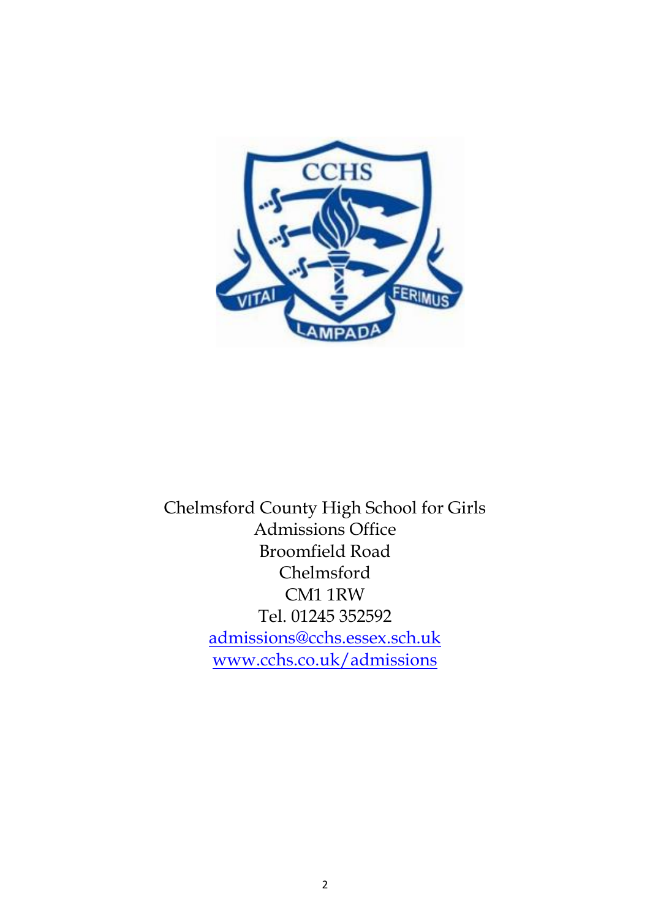Chelmsford County High School for Girls
Admissions Office
Broomfield Road
Chelmsford
CM1 1RW
Tel. 01245 352592
admissions@cchs.essex.sch.uk
www.cchs.co.uk/admissions